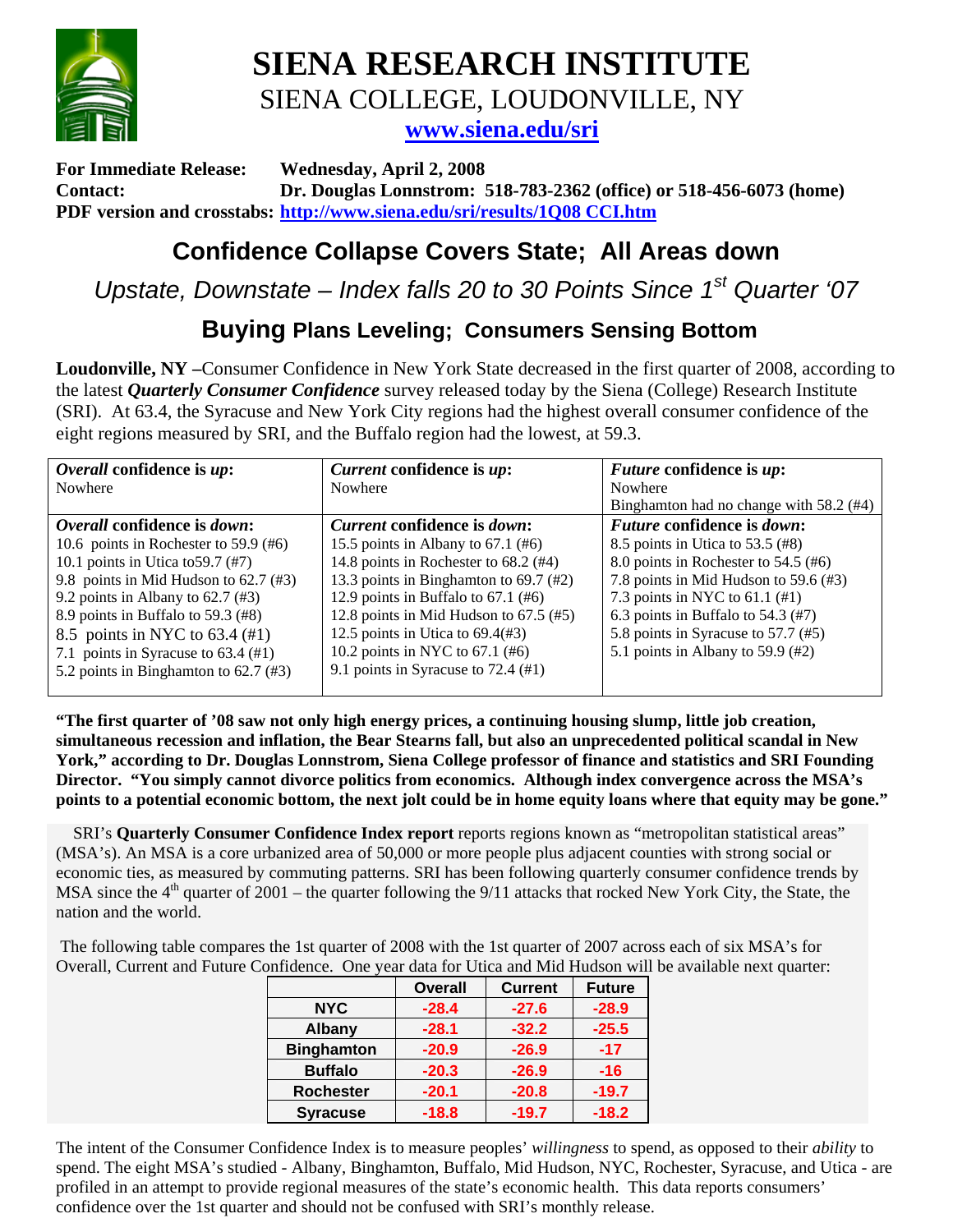# SIENA RESEARCH INSTITUTE

SIENA COLLEGE, LOUDONVILLE, NY

www.siena.edu/sri

**For Immediate Release:** **Wednesday, April 2, 2008**
**Contact:** **Dr. Douglas Lonnstrom: 518-783-2362 (office) or 518-456-6073 (home)**
**PDF version and crosstabs:** **http://www.siena.edu/sri/results/1Q08 CCI.htm**

## Confidence Collapse Covers State; All Areas down

*Upstate, Downstate – Index falls 20 to 30 Points Since 1st Quarter '07*

### Buying Plans Leveling; Consumers Sensing Bottom

**Loudonville, NY –**Consumer Confidence in New York State decreased in the first quarter of 2008, according to the latest ***Quarterly Consumer Confidence*** survey released today by the Siena (College) Research Institute (SRI). At 63.4, the Syracuse and New York City regions had the highest overall consumer confidence of the eight regions measured by SRI, and the Buffalo region had the lowest, at 59.3.

| ***Overall*** **confidence is** ***up*****:** | ***Current*** **confidence is** ***up*****:** | ***Future*** **confidence is** ***up*****:** |
|---|---|---|
| Nowhere | Nowhere | Nowhere<br>Binghamton had no change with 58.2 (#4) |
| ***Overall*** **confidence is** ***down*****:** | ***Current*** **confidence is** ***down*****:** | ***Future*** **confidence is** ***down*****:** |
| 10.6 points in Rochester to 59.9 (#6)<br>10.1 points in Utica to59.7 (#7)<br>9.8 points in Mid Hudson to 62.7 (#3)<br>9.2 points in Albany to 62.7 (#3)<br>8.9 points in Buffalo to 59.3 (#8)<br>8.5 points in NYC to 63.4 (#1)<br>7.1 points in Syracuse to 63.4 (#1)<br>5.2 points in Binghamton to 62.7 (#3) | 15.5 points in Albany to 67.1 (#6)<br>14.8 points in Rochester to 68.2 (#4)<br>13.3 points in Binghamton to 69.7 (#2)<br>12.9 points in Buffalo to 67.1 (#6)<br>12.8 points in Mid Hudson to 67.5 (#5)<br>12.5 points in Utica to 69.4(#3)<br>10.2 points in NYC to 67.1 (#6)<br>9.1 points in Syracuse to 72.4 (#1) | 8.5 points in Utica to 53.5 (#8)<br>8.0 points in Rochester to 54.5 (#6)<br>7.8 points in Mid Hudson to 59.6 (#3)<br>7.3 points in NYC to 61.1 (#1)<br>6.3 points in Buffalo to 54.3 (#7)<br>5.8 points in Syracuse to 57.7 (#5)<br>5.1 points in Albany to 59.9 (#2) |

**"The first quarter of '08 saw not only high energy prices, a continuing housing slump, little job creation, simultaneous recession and inflation, the Bear Stearns fall, but also an unprecedented political scandal in New York," according to Dr. Douglas Lonnstrom, Siena College professor of finance and statistics and SRI Founding Director. "You simply cannot divorce politics from economics. Although index convergence across the MSA's points to a potential economic bottom, the next jolt could be in home equity loans where that equity may be gone."**

SRI's **Quarterly Consumer Confidence Index report** reports regions known as "metropolitan statistical areas" (MSA's). An MSA is a core urbanized area of 50,000 or more people plus adjacent counties with strong social or economic ties, as measured by commuting patterns. SRI has been following quarterly consumer confidence trends by MSA since the 4th quarter of 2001 – the quarter following the 9/11 attacks that rocked New York City, the State, the nation and the world.

The following table compares the 1st quarter of 2008 with the 1st quarter of 2007 across each of six MSA's for Overall, Current and Future Confidence. One year data for Utica and Mid Hudson will be available next quarter:

| | Overall | Current | Future |
|---|---|---|---|
| **NYC** | -28.4 | -27.6 | -28.9 |
| **Albany** | -28.1 | -32.2 | -25.5 |
| **Binghamton** | -20.9 | -26.9 | -17 |
| **Buffalo** | -20.3 | -26.9 | -16 |
| **Rochester** | -20.1 | -20.8 | -19.7 |
| **Syracuse** | -18.8 | -19.7 | -18.2 |

The intent of the Consumer Confidence Index is to measure peoples' *willingness* to spend, as opposed to their *ability* to spend. The eight MSA's studied - Albany, Binghamton, Buffalo, Mid Hudson, NYC, Rochester, Syracuse, and Utica - are profiled in an attempt to provide regional measures of the state's economic health. This data reports consumers' confidence over the 1st quarter and should not be confused with SRI's monthly release.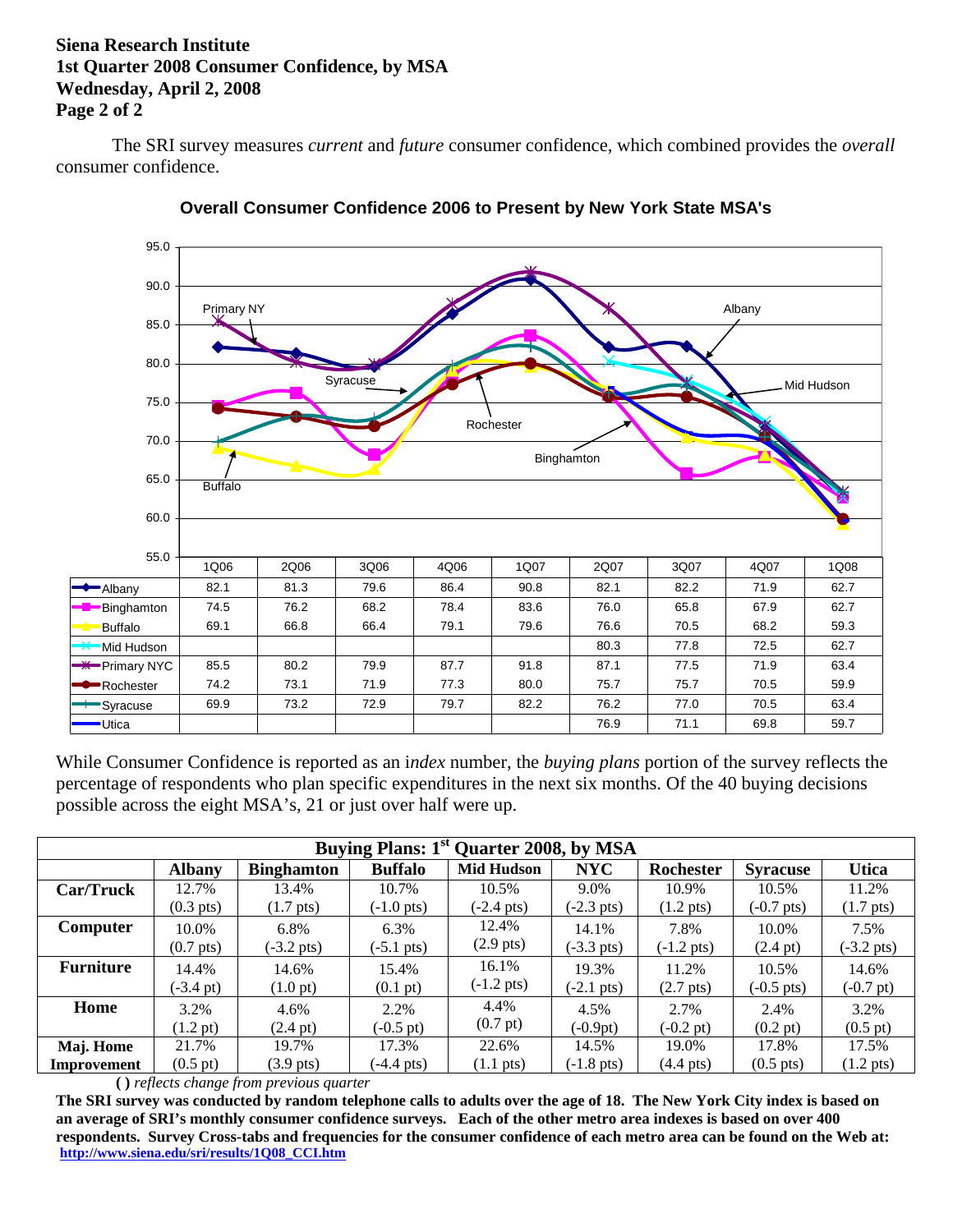**Siena Research Institute**
**1st Quarter 2008 Consumer Confidence, by MSA**
**Wednesday, April 2, 2008**

The SRI survey measures *current* and *future* consumer confidence, which combined provides the *overall* consumer confidence.

**Overall Consumer Confidence 2006 to Present by New York State MSA's**

| | 1Q06 | 2Q06 | 3Q06 | 4Q06 | 1Q07 | 2Q07 | 3Q07 | 4Q07 | 1Q08 |
|---|---|---|---|---|---|---|---|---|---|
| Albany | 82.1 | 81.3 | 79.6 | 86.4 | 90.8 | 82.1 | 82.2 | 71.9 | 62.7 |
| Binghamton | 74.5 | 76.2 | 68.2 | 78.4 | 83.6 | 76.0 | 65.8 | 67.9 | 62.7 |
| Buffalo | 69.1 | 66.8 | 66.4 | 79.1 | 79.6 | 76.6 | 70.5 | 68.2 | 59.3 |
| Mid Hudson | | | | | | 80.3 | 77.8 | 72.5 | 62.7 |
| Primary NYC | 85.5 | 80.2 | 79.9 | 87.7 | 91.8 | 87.1 | 77.5 | 71.9 | 63.4 |
| Rochester | 74.2 | 73.1 | 71.9 | 77.3 | 80.0 | 75.7 | 75.7 | 70.5 | 59.9 |
| Syracuse | 69.9 | 73.2 | 72.9 | 79.7 | 82.2 | 76.2 | 77.0 | 70.5 | 63.4 |
| Utica | | | | | | 76.9 | 71.1 | 69.8 | 59.7 |

While Consumer Confidence is reported as an i*ndex* number, the *buying plans* portion of the survey reflects the percentage of respondents who plan specific expenditures in the next six months. Of the 40 buying decisions possible across the eight MSA's, 21 or just over half were up.

| Buying Plans: 1st Quarter 2008, by MSA | | | | | | | | |
|---|---|---|---|---|---|---|---|---|
| | **Albany** | **Binghamton** | **Buffalo** | **Mid Hudson** | **NYC** | **Rochester** | **Syracuse** | **Utica** |
| **Car/Truck** | 12.7% (0.3 pts) | 13.4% (1.7 pts) | 10.7% (-1.0 pts) | 10.5% (-2.4 pts) | 9.0% (-2.3 pts) | 10.9% (1.2 pts) | 10.5% (-0.7 pts) | 11.2% (1.7 pts) |
| **Computer** | 10.0% (0.7 pts) | 6.8% (-3.2 pts) | 6.3% (-5.1 pts) | 12.4% (2.9 pts) | 14.1% (-3.3 pts) | 7.8% (-1.2 pts) | 10.0% (2.4 pt) | 7.5% (-3.2 pts) |
| **Furniture** | 14.4% (-3.4 pt) | 14.6% (1.0 pt) | 15.4% (0.1 pt) | 16.1% (-1.2 pts) | 19.3% (-2.1 pts) | 11.2% (2.7 pts) | 10.5% (-0.5 pts) | 14.6% (-0.7 pt) |
| **Home** | 3.2% (1.2 pt) | 4.6% (2.4 pt) | 2.2% (-0.5 pt) | 4.4% (0.7 pt) | 4.5% (-0.9pt) | 2.7% (-0.2 pt) | 2.4% (0.2 pt) | 3.2% (0.5 pt) |
| **Maj. Home Improvement** | 21.7% (0.5 pt) | 19.7% (3.9 pts) | 17.3% (-4.4 pts) | 22.6% (1.1 pts) | 14.5% (-1.8 pts) | 19.0% (4.4 pts) | 17.8% (0.5 pts) | 17.5% (1.2 pts) |

**( )** *reflects change from previous quarter*

**The SRI survey was conducted by random telephone calls to adults over the age of 18. The New York City index is based on an average of SRI's monthly consumer confidence surveys. Each of the other metro area indexes is based on over 400 respondents. Survey Cross-tabs and frequencies for the consumer confidence of each metro area can be found on the Web at: http://www.siena.edu/sri/results/1Q08_CCI.htm**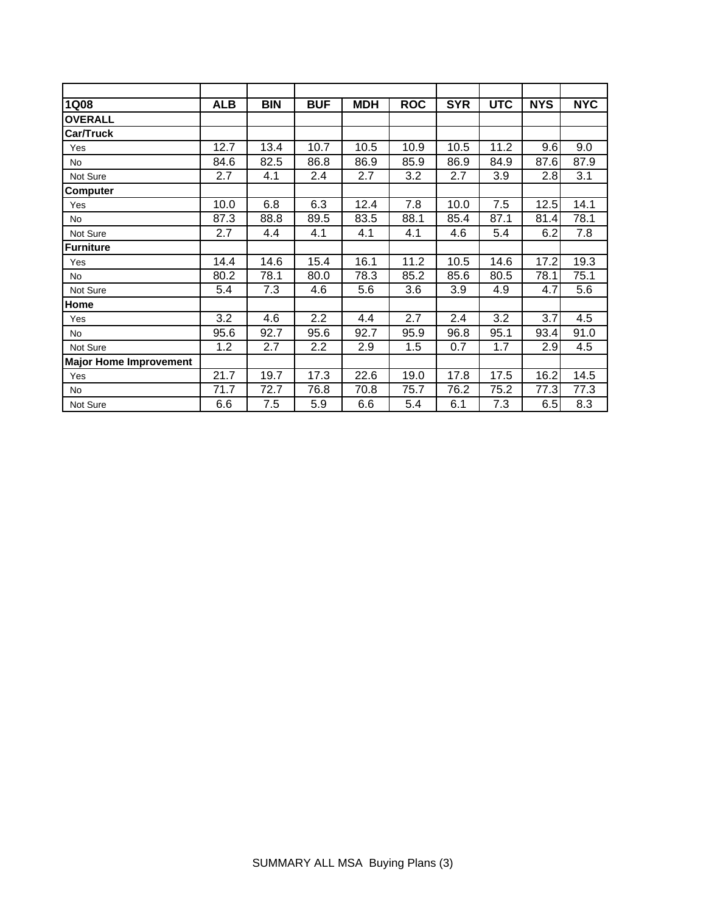| 1Q08 | ALB | BIN | BUF | MDH | ROC | SYR | UTC | NYS | NYC |
|---|---|---|---|---|---|---|---|---|---|
| **OVERALL** | | | | | | | | | |
| **Car/Truck** | | | | | | | | | |
| Yes | 12.7 | 13.4 | 10.7 | 10.5 | 10.9 | 10.5 | 11.2 | 9.6 | 9.0 |
| No | 84.6 | 82.5 | 86.8 | 86.9 | 85.9 | 86.9 | 84.9 | 87.6 | 87.9 |
| Not Sure | 2.7 | 4.1 | 2.4 | 2.7 | 3.2 | 2.7 | 3.9 | 2.8 | 3.1 |
| **Computer** | | | | | | | | | |
| Yes | 10.0 | 6.8 | 6.3 | 12.4 | 7.8 | 10.0 | 7.5 | 12.5 | 14.1 |
| No | 87.3 | 88.8 | 89.5 | 83.5 | 88.1 | 85.4 | 87.1 | 81.4 | 78.1 |
| Not Sure | 2.7 | 4.4 | 4.1 | 4.1 | 4.1 | 4.6 | 5.4 | 6.2 | 7.8 |
| **Furniture** | | | | | | | | | |
| Yes | 14.4 | 14.6 | 15.4 | 16.1 | 11.2 | 10.5 | 14.6 | 17.2 | 19.3 |
| No | 80.2 | 78.1 | 80.0 | 78.3 | 85.2 | 85.6 | 80.5 | 78.1 | 75.1 |
| Not Sure | 5.4 | 7.3 | 4.6 | 5.6 | 3.6 | 3.9 | 4.9 | 4.7 | 5.6 |
| **Home** | | | | | | | | | |
| Yes | 3.2 | 4.6 | 2.2 | 4.4 | 2.7 | 2.4 | 3.2 | 3.7 | 4.5 |
| No | 95.6 | 92.7 | 95.6 | 92.7 | 95.9 | 96.8 | 95.1 | 93.4 | 91.0 |
| Not Sure | 1.2 | 2.7 | 2.2 | 2.9 | 1.5 | 0.7 | 1.7 | 2.9 | 4.5 |
| **Major Home Improvement** | | | | | | | | | |
| Yes | 21.7 | 19.7 | 17.3 | 22.6 | 19.0 | 17.8 | 17.5 | 16.2 | 14.5 |
| No | 71.7 | 72.7 | 76.8 | 70.8 | 75.7 | 76.2 | 75.2 | 77.3 | 77.3 |
| Not Sure | 6.6 | 7.5 | 5.9 | 6.6 | 5.4 | 6.1 | 7.3 | 6.5 | 8.3 |

SUMMARY ALL MSA Buying Plans (3)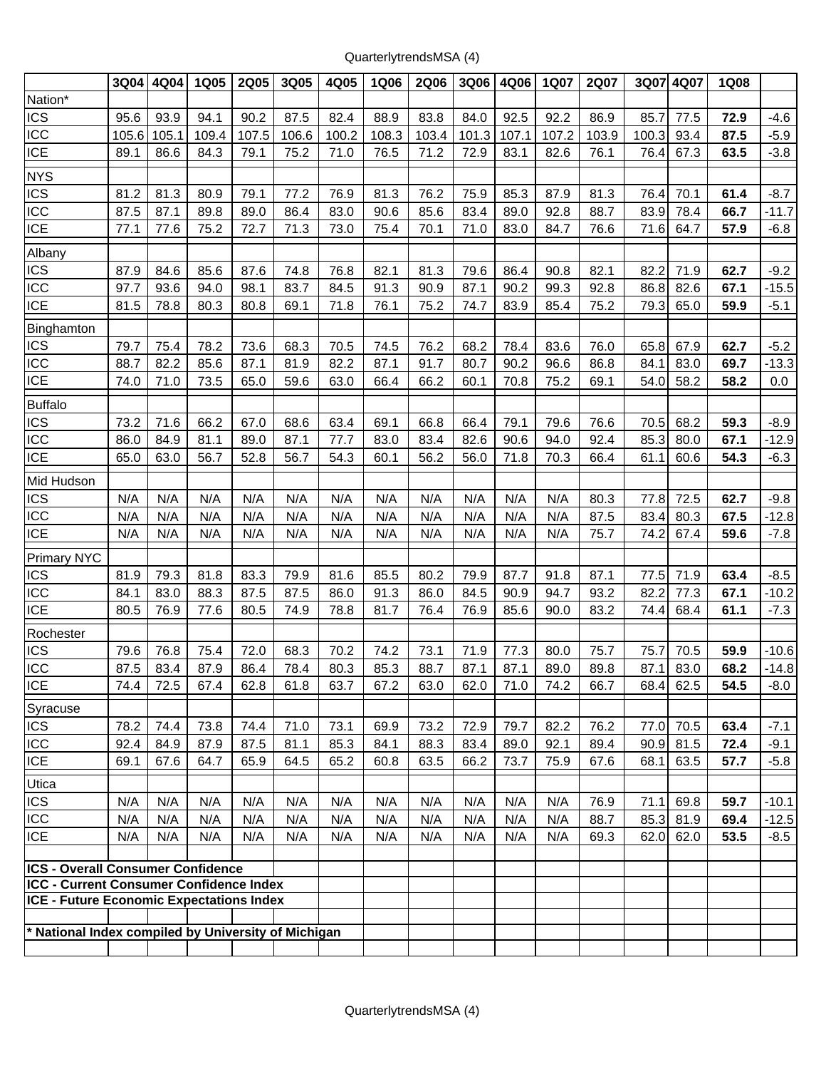| | 3Q04 | 4Q04 | 1Q05 | 2Q05 | 3Q05 | 4Q05 | 1Q06 | 2Q06 | 3Q06 | 4Q06 | 1Q07 | 2Q07 | 3Q07 | 4Q07 | 1Q08 | |
|---|---|---|---|---|---|---|---|---|---|---|---|---|---|---|---|---|
| Nation* | | | | | | | | | | | | | | | | |
| ICS | 95.6 | 93.9 | 94.1 | 90.2 | 87.5 | 82.4 | 88.9 | 83.8 | 84.0 | 92.5 | 92.2 | 86.9 | 85.7 | 77.5 | **72.9** | -4.6 |
| ICC | 105.6 | 105.1 | 109.4 | 107.5 | 106.6 | 100.2 | 108.3 | 103.4 | 101.3 | 107.1 | 107.2 | 103.9 | 100.3 | 93.4 | **87.5** | -5.9 |
| ICE | 89.1 | 86.6 | 84.3 | 79.1 | 75.2 | 71.0 | 76.5 | 71.2 | 72.9 | 83.1 | 82.6 | 76.1 | 76.4 | 67.3 | **63.5** | -3.8 |
| NYS | | | | | | | | | | | | | | | | |
| ICS | 81.2 | 81.3 | 80.9 | 79.1 | 77.2 | 76.9 | 81.3 | 76.2 | 75.9 | 85.3 | 87.9 | 81.3 | 76.4 | 70.1 | **61.4** | -8.7 |
| ICC | 87.5 | 87.1 | 89.8 | 89.0 | 86.4 | 83.0 | 90.6 | 85.6 | 83.4 | 89.0 | 92.8 | 88.7 | 83.9 | 78.4 | **66.7** | -11.7 |
| ICE | 77.1 | 77.6 | 75.2 | 72.7 | 71.3 | 73.0 | 75.4 | 70.1 | 71.0 | 83.0 | 84.7 | 76.6 | 71.6 | 64.7 | **57.9** | -6.8 |
| Albany | | | | | | | | | | | | | | | | |
| ICS | 87.9 | 84.6 | 85.6 | 87.6 | 74.8 | 76.8 | 82.1 | 81.3 | 79.6 | 86.4 | 90.8 | 82.1 | 82.2 | 71.9 | **62.7** | -9.2 |
| ICC | 97.7 | 93.6 | 94.0 | 98.1 | 83.7 | 84.5 | 91.3 | 90.9 | 87.1 | 90.2 | 99.3 | 92.8 | 86.8 | 82.6 | **67.1** | -15.5 |
| ICE | 81.5 | 78.8 | 80.3 | 80.8 | 69.1 | 71.8 | 76.1 | 75.2 | 74.7 | 83.9 | 85.4 | 75.2 | 79.3 | 65.0 | **59.9** | -5.1 |
| Binghamton | | | | | | | | | | | | | | | | |
| ICS | 79.7 | 75.4 | 78.2 | 73.6 | 68.3 | 70.5 | 74.5 | 76.2 | 68.2 | 78.4 | 83.6 | 76.0 | 65.8 | 67.9 | **62.7** | -5.2 |
| ICC | 88.7 | 82.2 | 85.6 | 87.1 | 81.9 | 82.2 | 87.1 | 91.7 | 80.7 | 90.2 | 96.6 | 86.8 | 84.1 | 83.0 | **69.7** | -13.3 |
| ICE | 74.0 | 71.0 | 73.5 | 65.0 | 59.6 | 63.0 | 66.4 | 66.2 | 60.1 | 70.8 | 75.2 | 69.1 | 54.0 | 58.2 | **58.2** | 0.0 |
| Buffalo | | | | | | | | | | | | | | | | |
| ICS | 73.2 | 71.6 | 66.2 | 67.0 | 68.6 | 63.4 | 69.1 | 66.8 | 66.4 | 79.1 | 79.6 | 76.6 | 70.5 | 68.2 | **59.3** | -8.9 |
| ICC | 86.0 | 84.9 | 81.1 | 89.0 | 87.1 | 77.7 | 83.0 | 83.4 | 82.6 | 90.6 | 94.0 | 92.4 | 85.3 | 80.0 | **67.1** | -12.9 |
| ICE | 65.0 | 63.0 | 56.7 | 52.8 | 56.7 | 54.3 | 60.1 | 56.2 | 56.0 | 71.8 | 70.3 | 66.4 | 61.1 | 60.6 | **54.3** | -6.3 |
| Mid Hudson | | | | | | | | | | | | | | | | |
| ICS | N/A | N/A | N/A | N/A | N/A | N/A | N/A | N/A | N/A | N/A | N/A | 80.3 | 77.8 | 72.5 | **62.7** | -9.8 |
| ICC | N/A | N/A | N/A | N/A | N/A | N/A | N/A | N/A | N/A | N/A | N/A | 87.5 | 83.4 | 80.3 | **67.5** | -12.8 |
| ICE | N/A | N/A | N/A | N/A | N/A | N/A | N/A | N/A | N/A | N/A | N/A | 75.7 | 74.2 | 67.4 | **59.6** | -7.8 |
| Primary NYC | | | | | | | | | | | | | | | | |
| ICS | 81.9 | 79.3 | 81.8 | 83.3 | 79.9 | 81.6 | 85.5 | 80.2 | 79.9 | 87.7 | 91.8 | 87.1 | 77.5 | 71.9 | **63.4** | -8.5 |
| ICC | 84.1 | 83.0 | 88.3 | 87.5 | 87.5 | 86.0 | 91.3 | 86.0 | 84.5 | 90.9 | 94.7 | 93.2 | 82.2 | 77.3 | **67.1** | -10.2 |
| ICE | 80.5 | 76.9 | 77.6 | 80.5 | 74.9 | 78.8 | 81.7 | 76.4 | 76.9 | 85.6 | 90.0 | 83.2 | 74.4 | 68.4 | **61.1** | -7.3 |
| Rochester | | | | | | | | | | | | | | | | |
| ICS | 79.6 | 76.8 | 75.4 | 72.0 | 68.3 | 70.2 | 74.2 | 73.1 | 71.9 | 77.3 | 80.0 | 75.7 | 75.7 | 70.5 | **59.9** | -10.6 |
| ICC | 87.5 | 83.4 | 87.9 | 86.4 | 78.4 | 80.3 | 85.3 | 88.7 | 87.1 | 87.1 | 89.0 | 89.8 | 87.1 | 83.0 | **68.2** | -14.8 |
| ICE | 74.4 | 72.5 | 67.4 | 62.8 | 61.8 | 63.7 | 67.2 | 63.0 | 62.0 | 71.0 | 74.2 | 66.7 | 68.4 | 62.5 | **54.5** | -8.0 |
| Syracuse | | | | | | | | | | | | | | | | |
| ICS | 78.2 | 74.4 | 73.8 | 74.4 | 71.0 | 73.1 | 69.9 | 73.2 | 72.9 | 79.7 | 82.2 | 76.2 | 77.0 | 70.5 | **63.4** | -7.1 |
| ICC | 92.4 | 84.9 | 87.9 | 87.5 | 81.1 | 85.3 | 84.1 | 88.3 | 83.4 | 89.0 | 92.1 | 89.4 | 90.9 | 81.5 | **72.4** | -9.1 |
| ICE | 69.1 | 67.6 | 64.7 | 65.9 | 64.5 | 65.2 | 60.8 | 63.5 | 66.2 | 73.7 | 75.9 | 67.6 | 68.1 | 63.5 | **57.7** | -5.8 |
| Utica | | | | | | | | | | | | | | | | |
| ICS | N/A | N/A | N/A | N/A | N/A | N/A | N/A | N/A | N/A | N/A | N/A | 76.9 | 71.1 | 69.8 | **59.7** | -10.1 |
| ICC | N/A | N/A | N/A | N/A | N/A | N/A | N/A | N/A | N/A | N/A | N/A | 88.7 | 85.3 | 81.9 | **69.4** | -12.5 |
| ICE | N/A | N/A | N/A | N/A | N/A | N/A | N/A | N/A | N/A | N/A | N/A | 69.3 | 62.0 | 62.0 | **53.5** | -8.5 |

**ICS - Overall Consumer Confidence**
**ICC - Current Consumer Confidence Index**
**ICE - Future Economic Expectations Index**

**\* National Index compiled by University of Michigan**